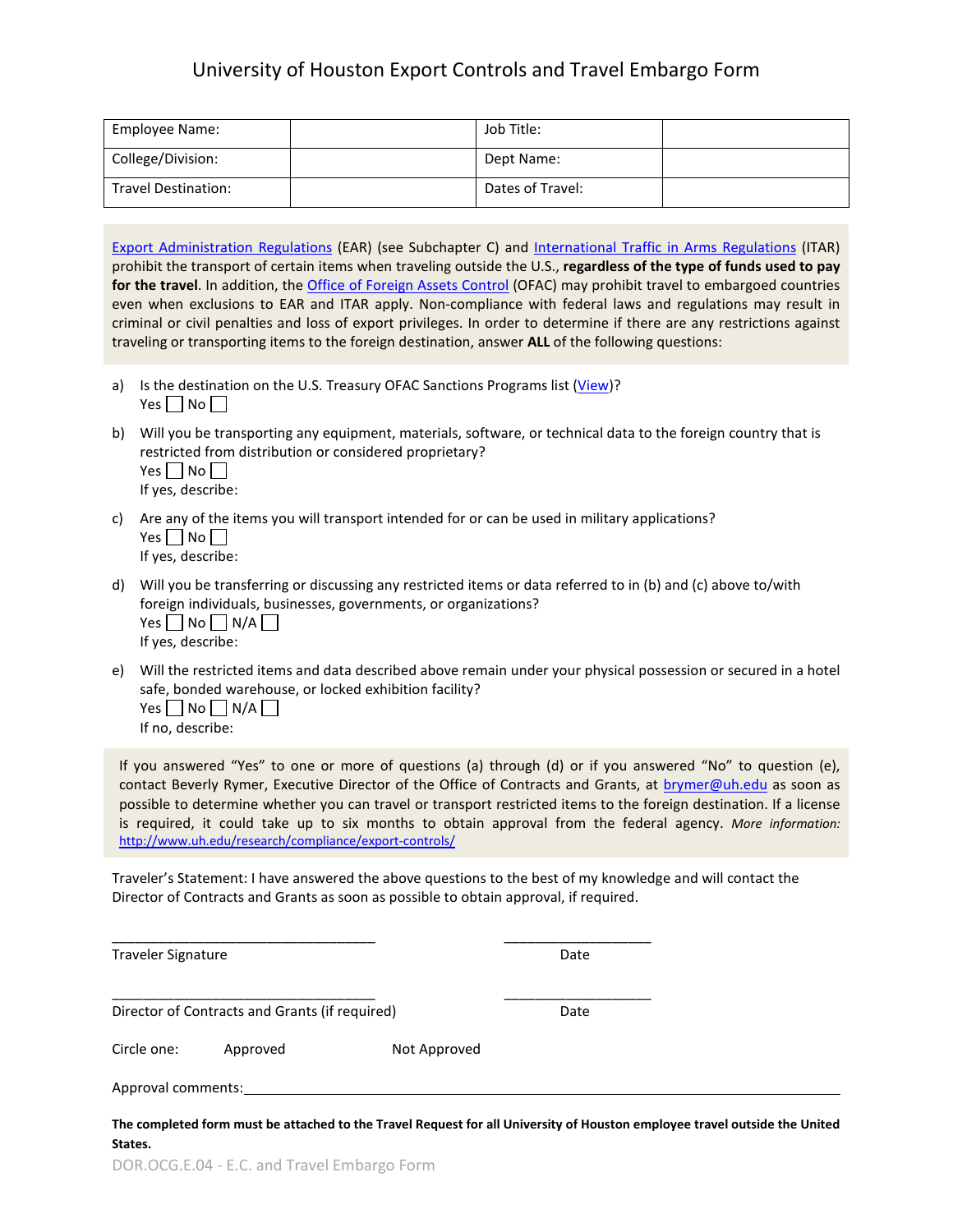# University of Houston Export Controls and Travel Embargo Form

| Employee Name: | | Job Title: | |
|---|---|---|---|
| College/Division: | | Dept Name: | |
| Travel Destination: | | Dates of Travel: | |

Export Administration Regulations (EAR) (see Subchapter C) and International Traffic in Arms Regulations (ITAR) prohibit the transport of certain items when traveling outside the U.S., **regardless of the type of funds used to pay for the travel**. In addition, the Office of Foreign Assets Control (OFAC) may prohibit travel to embargoed countries even when exclusions to EAR and ITAR apply. Non-compliance with federal laws and regulations may result in criminal or civil penalties and loss of export privileges. In order to determine if there are any restrictions against traveling or transporting items to the foreign destination, answer **ALL** of the following questions:

a) Is the destination on the U.S. Treasury OFAC Sanctions Programs list (View)?
Yes ☐ No ☐

b) Will you be transporting any equipment, materials, software, or technical data to the foreign country that is restricted from distribution or considered proprietary?
Yes ☐ No ☐
If yes, describe:

c) Are any of the items you will transport intended for or can be used in military applications?
Yes ☐ No ☐
If yes, describe:

d) Will you be transferring or discussing any restricted items or data referred to in (b) and (c) above to/with foreign individuals, businesses, governments, or organizations?
Yes ☐ No ☐ N/A ☐
If yes, describe:

e) Will the restricted items and data described above remain under your physical possession or secured in a hotel safe, bonded warehouse, or locked exhibition facility?
Yes ☐ No ☐ N/A ☐
If no, describe:

If you answered "Yes" to one or more of questions (a) through (d) or if you answered "No" to question (e), contact Beverly Rymer, Executive Director of the Office of Contracts and Grants, at brymer@uh.edu as soon as possible to determine whether you can travel or transport restricted items to the foreign destination. If a license is required, it could take up to six months to obtain approval from the federal agency. *More information:* http://www.uh.edu/research/compliance/export-controls/

Traveler's Statement: I have answered the above questions to the best of my knowledge and will contact the Director of Contracts and Grants as soon as possible to obtain approval, if required.

\_\_\_\_\_\_\_\_\_\_\_\_\_\_\_\_\_\_\_\_\_\_\_\_\_\_\_\_\_\_\_\_\_\_\_ \_\_\_\_\_\_\_\_\_\_\_\_\_\_\_\_\_\_\_\_
Traveler Signature Date

\_\_\_\_\_\_\_\_\_\_\_\_\_\_\_\_\_\_\_\_\_\_\_\_\_\_\_\_\_\_\_\_\_\_\_ \_\_\_\_\_\_\_\_\_\_\_\_\_\_\_\_\_\_\_\_
Director of Contracts and Grants (if required) Date

Circle one: Approved Not Approved

Approval comments:\_\_\_\_\_\_\_\_\_\_\_\_\_\_\_\_\_\_\_\_\_\_\_\_\_\_\_\_\_\_\_\_\_\_\_\_\_\_\_\_\_\_\_\_\_\_\_\_\_\_\_\_\_\_\_\_\_\_\_\_\_\_\_\_\_\_

**The completed form must be attached to the Travel Request for all University of Houston employee travel outside the United States.**

DOR.OCG.E.04 - E.C. and Travel Embargo Form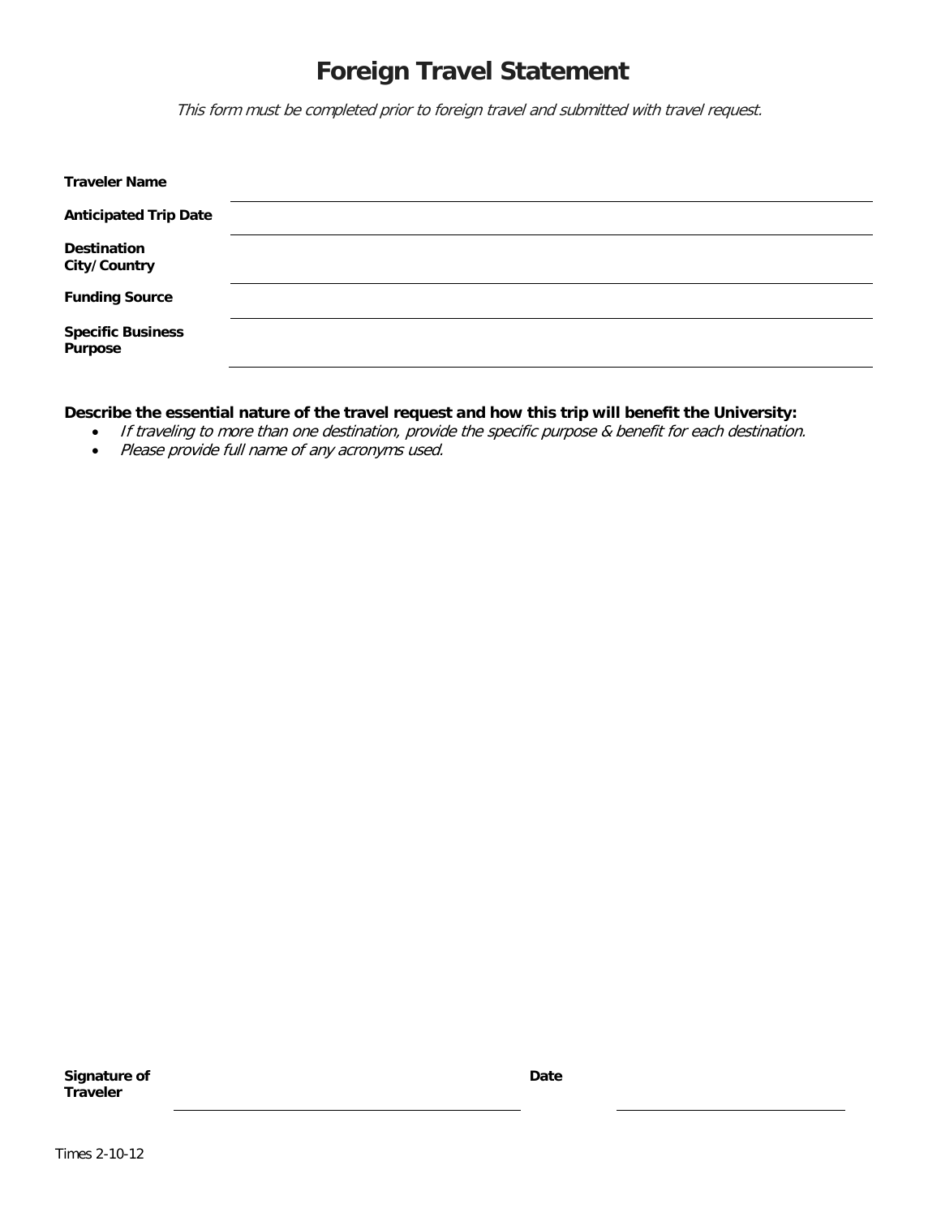# Foreign Travel Statement

*This form must be completed prior to foreign travel and submitted with travel request.*

**Traveler Name** \_\_\_\_\_\_\_\_\_\_\_\_\_\_\_\_\_\_\_\_\_\_\_\_\_\_\_\_\_\_

**Anticipated Trip Date** \_\_\_\_\_\_\_\_\_\_\_\_\_\_\_\_\_\_\_\_\_\_\_\_\_\_\_\_\_\_

**Destination City/Country** \_\_\_\_\_\_\_\_\_\_\_\_\_\_\_\_\_\_\_\_\_\_\_\_\_\_\_\_\_\_

**Funding Source** \_\_\_\_\_\_\_\_\_\_\_\_\_\_\_\_\_\_\_\_\_\_\_\_\_\_\_\_\_\_

**Specific Business Purpose** \_\_\_\_\_\_\_\_\_\_\_\_\_\_\_\_\_\_\_\_\_\_\_\_\_\_\_\_\_\_

**Describe the essential nature of the travel request and how this trip will benefit the University:**

- *If traveling to more than one destination, provide the specific purpose & benefit for each destination.*
- *Please provide full name of any acronyms used.*

**Signature of Traveler** \_\_\_\_\_\_\_\_\_\_\_\_\_\_\_\_\_\_\_\_\_\_\_\_\_\_\_\_\_\_ **Date** \_\_\_\_\_\_\_\_\_\_\_\_\_\_\_\_\_\_\_\_

Times 2-10-12